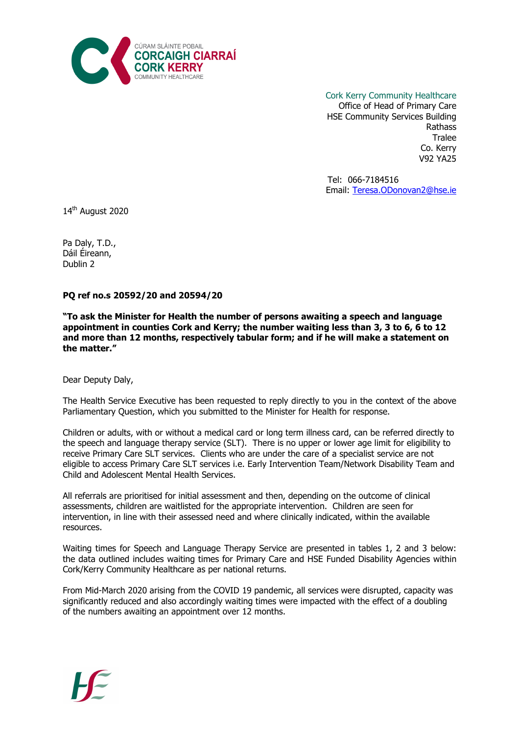CÚRAM SLÁINTE POBAIL
CORCAIGH CIARRAÍ
CORK KERRY
COMMUNITY HEALTHCARE

Cork Kerry Community Healthcare
Office of Head of Primary Care
HSE Community Services Building
Rathass
Tralee
Co. Kerry
V92 YA25

Tel: 066-7184516
Email: Teresa.ODonovan2@hse.ie

14th August 2020

Pa Daly, T.D.,
Dáil Éireann,
Dublin 2

**PQ ref no.s 20592/20 and 20594/20**

**"To ask the Minister for Health the number of persons awaiting a speech and language appointment in counties Cork and Kerry; the number waiting less than 3, 3 to 6, 6 to 12 and more than 12 months, respectively tabular form; and if he will make a statement on the matter."**

Dear Deputy Daly,

The Health Service Executive has been requested to reply directly to you in the context of the above Parliamentary Question, which you submitted to the Minister for Health for response.

Children or adults, with or without a medical card or long term illness card, can be referred directly to the speech and language therapy service (SLT). There is no upper or lower age limit for eligibility to receive Primary Care SLT services. Clients who are under the care of a specialist service are not eligible to access Primary Care SLT services i.e. Early Intervention Team/Network Disability Team and Child and Adolescent Mental Health Services.

All referrals are prioritised for initial assessment and then, depending on the outcome of clinical assessments, children are waitlisted for the appropriate intervention. Children are seen for intervention, in line with their assessed need and where clinically indicated, within the available resources.

Waiting times for Speech and Language Therapy Service are presented in tables 1, 2 and 3 below: the data outlined includes waiting times for Primary Care and HSE Funded Disability Agencies within Cork/Kerry Community Healthcare as per national returns.

From Mid-March 2020 arising from the COVID 19 pandemic, all services were disrupted, capacity was significantly reduced and also accordingly waiting times were impacted with the effect of a doubling of the numbers awaiting an appointment over 12 months.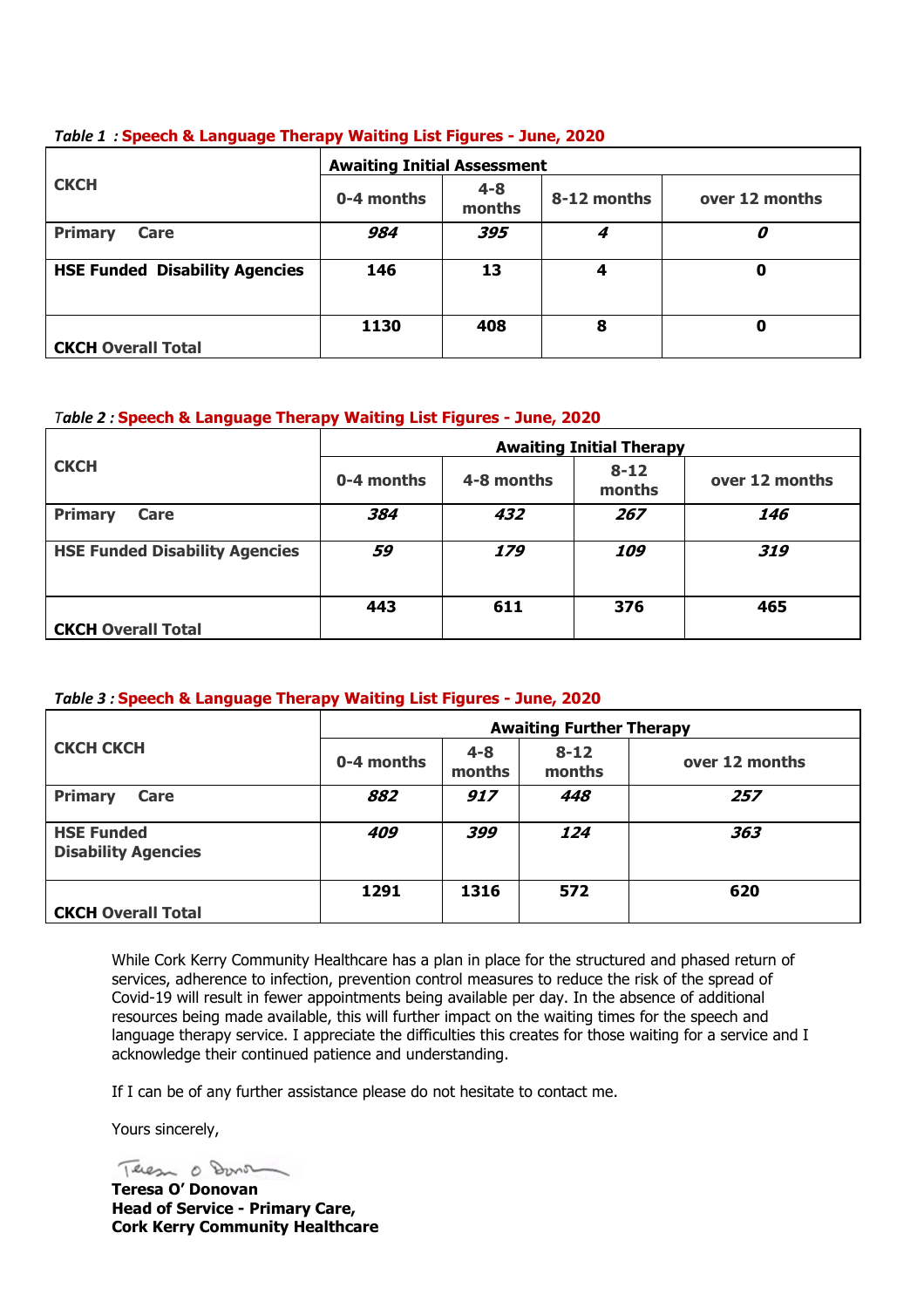*Table 1* : **Speech & Language Therapy Waiting List Figures - June, 2020**

| **CKCH** | **Awaiting Initial Assessment** | | | |
|---|---|---|---|---|
| | **0-4 months** | **4-8 months** | **8-12 months** | **over 12 months** |
| **Primary Care** | ***984*** | ***395*** | ***4*** | ***0*** |
| **HSE Funded Disability Agencies** | **146** | **13** | **4** | **0** |
| **CKCH Overall Total** | **1130** | **408** | **8** | **0** |

*Table 2* : **Speech & Language Therapy Waiting List Figures - June, 2020**

| **CKCH** | **Awaiting Initial Therapy** | | | |
|---|---|---|---|---|
| | **0-4 months** | **4-8 months** | **8-12 months** | **over 12 months** |
| **Primary Care** | ***384*** | ***432*** | ***267*** | ***146*** |
| **HSE Funded Disability Agencies** | ***59*** | ***179*** | ***109*** | ***319*** |
| **CKCH Overall Total** | **443** | **611** | **376** | **465** |

*Table 3* : **Speech & Language Therapy Waiting List Figures - June, 2020**

| **CKCH CKCH** | **Awaiting Further Therapy** | | | |
|---|---|---|---|---|
| | **0-4 months** | **4-8 months** | **8-12 months** | **over 12 months** |
| **Primary Care** | ***882*** | ***917*** | ***448*** | ***257*** |
| **HSE Funded Disability Agencies** | ***409*** | ***399*** | ***124*** | ***363*** |
| **CKCH Overall Total** | **1291** | **1316** | **572** | **620** |

While Cork Kerry Community Healthcare has a plan in place for the structured and phased return of services, adherence to infection, prevention control measures to reduce the risk of the spread of Covid-19 will result in fewer appointments being available per day. In the absence of additional resources being made available, this will further impact on the waiting times for the speech and language therapy service. I appreciate the difficulties this creates for those waiting for a service and I acknowledge their continued patience and understanding.

If I can be of any further assistance please do not hesitate to contact me.

Yours sincerely,

**Teresa O' Donovan**
**Head of Service - Primary Care,**
**Cork Kerry Community Healthcare**